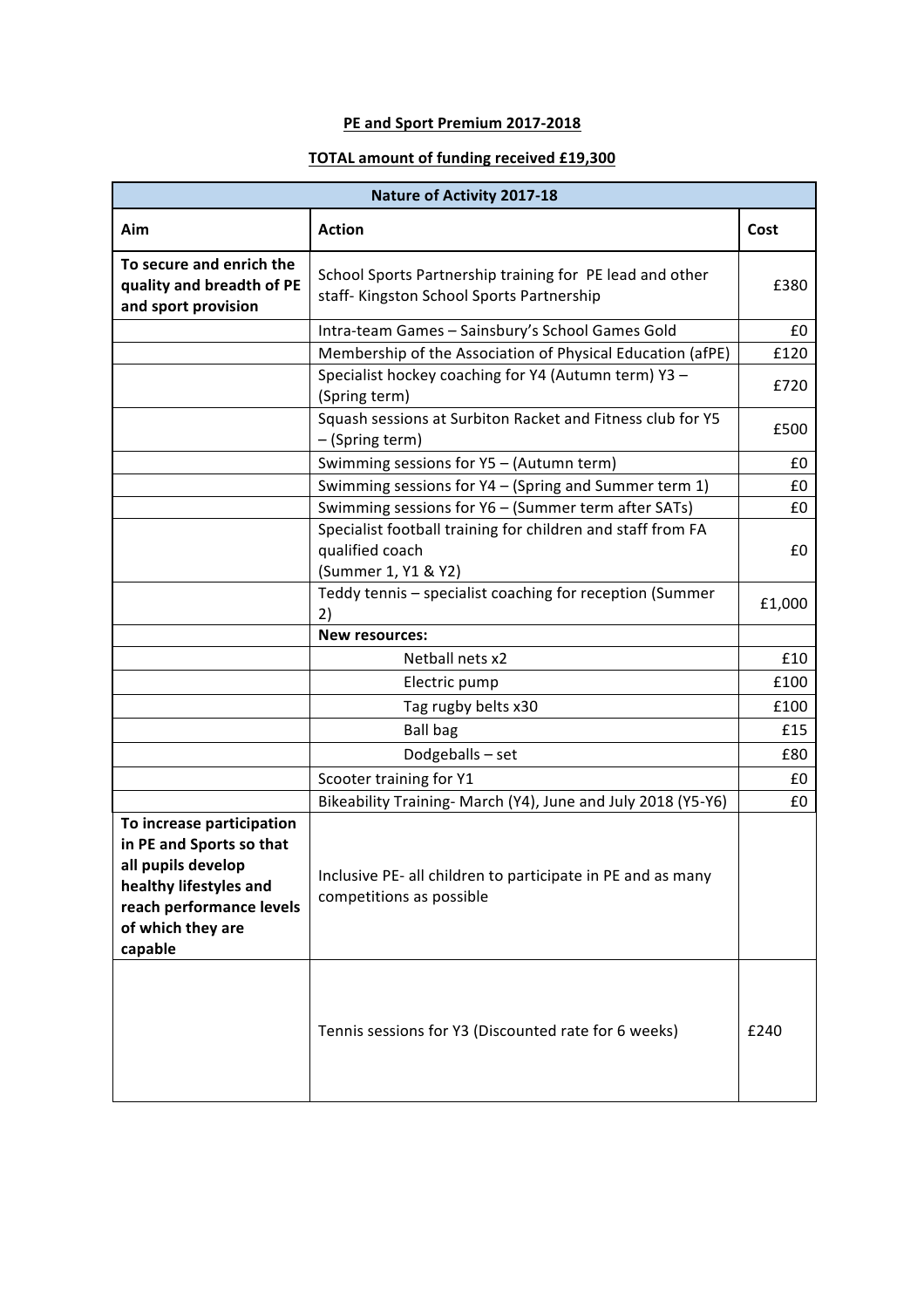**PE and Sport Premium 2017-2018**

**TOTAL amount of funding received £19,300**

| Nature of Activity 2017-18 | | |
|---|---|---|
| **Aim** | **Action** | **Cost** |
| **To secure and enrich the quality and breadth of PE and sport provision** | School Sports Partnership training for PE lead and other staff- Kingston School Sports Partnership | £380 |
| | Intra-team Games – Sainsbury's School Games Gold | £0 |
| | Membership of the Association of Physical Education (afPE) | £120 |
| | Specialist hockey coaching for Y4 (Autumn term) Y3 – (Spring term) | £720 |
| | Squash sessions at Surbiton Racket and Fitness club for Y5 – (Spring term) | £500 |
| | Swimming sessions for Y5 – (Autumn term) | £0 |
| | Swimming sessions for Y4 – (Spring and Summer term 1) | £0 |
| | Swimming sessions for Y6 – (Summer term after SATs) | £0 |
| | Specialist football training for children and staff from FA qualified coach (Summer 1, Y1 & Y2) | £0 |
| | Teddy tennis – specialist coaching for reception (Summer 2) | £1,000 |
| | **New resources:** | |
| | Netball nets x2 | £10 |
| | Electric pump | £100 |
| | Tag rugby belts x30 | £100 |
| | Ball bag | £15 |
| | Dodgeballs – set | £80 |
| | Scooter training for Y1 | £0 |
| | Bikeability Training- March (Y4), June and July 2018 (Y5-Y6) | £0 |
| **To increase participation in PE and Sports so that all pupils develop healthy lifestyles and reach performance levels of which they are capable** | Inclusive PE- all children to participate in PE and as many competitions as possible | |
| | Tennis sessions for Y3 (Discounted rate for 6 weeks) | £240 |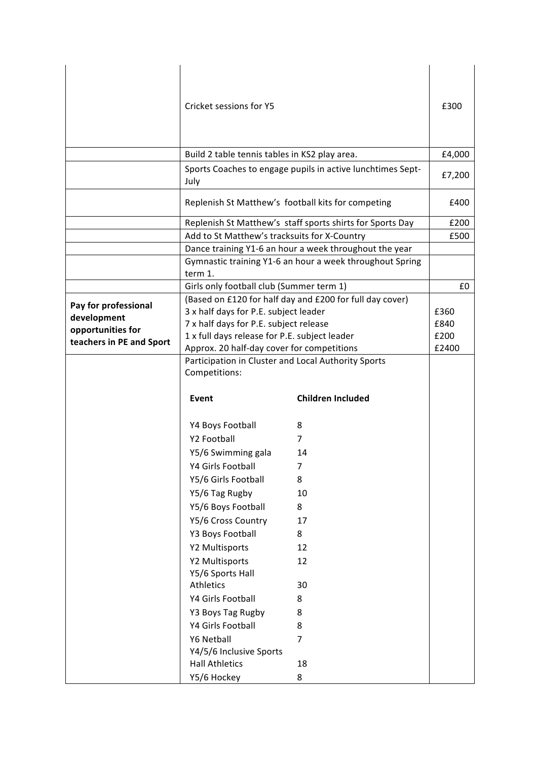| | | |
|---|---|---|
| | Cricket sessions for Y5 | £300 |
| | Build 2 table tennis tables in KS2 play area. | £4,000 |
| | Sports Coaches to engage pupils in active lunchtimes Sept-July | £7,200 |
| | Replenish St Matthew's football kits for competing | £400 |
| | Replenish St Matthew's staff sports shirts for Sports Day | £200 |
| | Add to St Matthew's tracksuits for X-Country | £500 |
| | Dance training Y1-6 an hour a week throughout the year | |
| | Gymnastic training Y1-6 an hour a week throughout Spring term 1. | |
| | Girls only football club (Summer term 1) | £0 |
| **Pay for professional development opportunities for teachers in PE and Sport** | (Based on £120 for half day and £200 for full day cover)<br>3 x half days for P.E. subject leader<br>7 x half days for P.E. subject release<br>1 x full days release for P.E. subject leader<br>Approx. 20 half-day cover for competitions | <br>£360<br>£840<br>£200<br>£2400 |
| | Participation in Cluster and Local Authority Sports Competitions:<br><br>**Event** — **Children Included**<br>Y4 Boys Football — 8<br>Y2 Football — 7<br>Y5/6 Swimming gala — 14<br>Y4 Girls Football — 7<br>Y5/6 Girls Football — 8<br>Y5/6 Tag Rugby — 10<br>Y5/6 Boys Football — 8<br>Y5/6 Cross Country — 17<br>Y3 Boys Football — 8<br>Y2 Multisports — 12<br>Y2 Multisports — 12<br>Y5/6 Sports Hall Athletics — 30<br>Y4 Girls Football — 8<br>Y3 Boys Tag Rugby — 8<br>Y4 Girls Football — 8<br>Y6 Netball — 7<br>Y4/5/6 Inclusive Sports Hall Athletics — 18<br>Y5/6 Hockey — 8 | |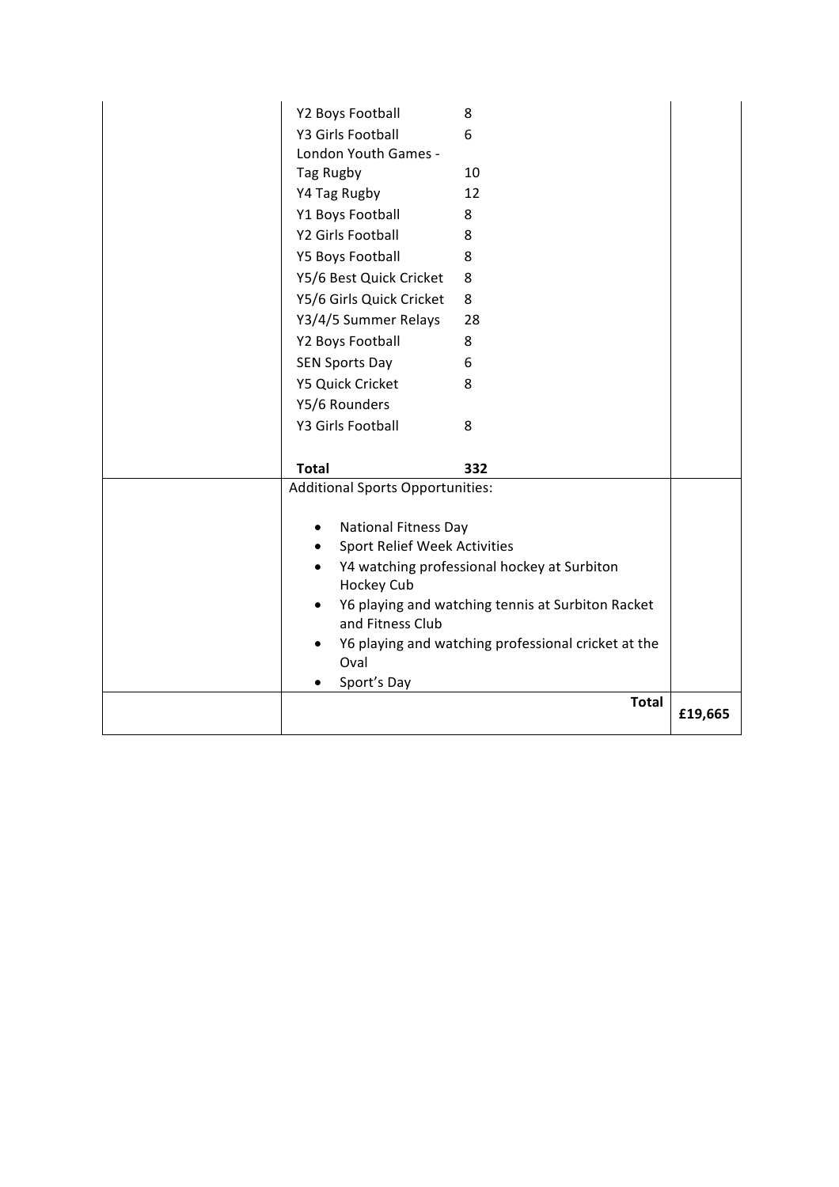| | | |
|---|---|---|
| | Y2 Boys Football 8<br>Y3 Girls Football 6<br>London Youth Games - Tag Rugby 10<br>Y4 Tag Rugby 12<br>Y1 Boys Football 8<br>Y2 Girls Football 8<br>Y5 Boys Football 8<br>Y5/6 Best Quick Cricket 8<br>Y5/6 Girls Quick Cricket 8<br>Y3/4/5 Summer Relays 28<br>Y2 Boys Football 8<br>SEN Sports Day 6<br>Y5 Quick Cricket 8<br>Y5/6 Rounders<br>Y3 Girls Football 8<br><br>**Total** **332** | |
| | Additional Sports Opportunities:<br><br>• National Fitness Day<br>• Sport Relief Week Activities<br>• Y4 watching professional hockey at Surbiton Hockey Cub<br>• Y6 playing and watching tennis at Surbiton Racket and Fitness Club<br>• Y6 playing and watching professional cricket at the Oval<br>• Sport's Day | |
| | **Total** | **£19,665** |